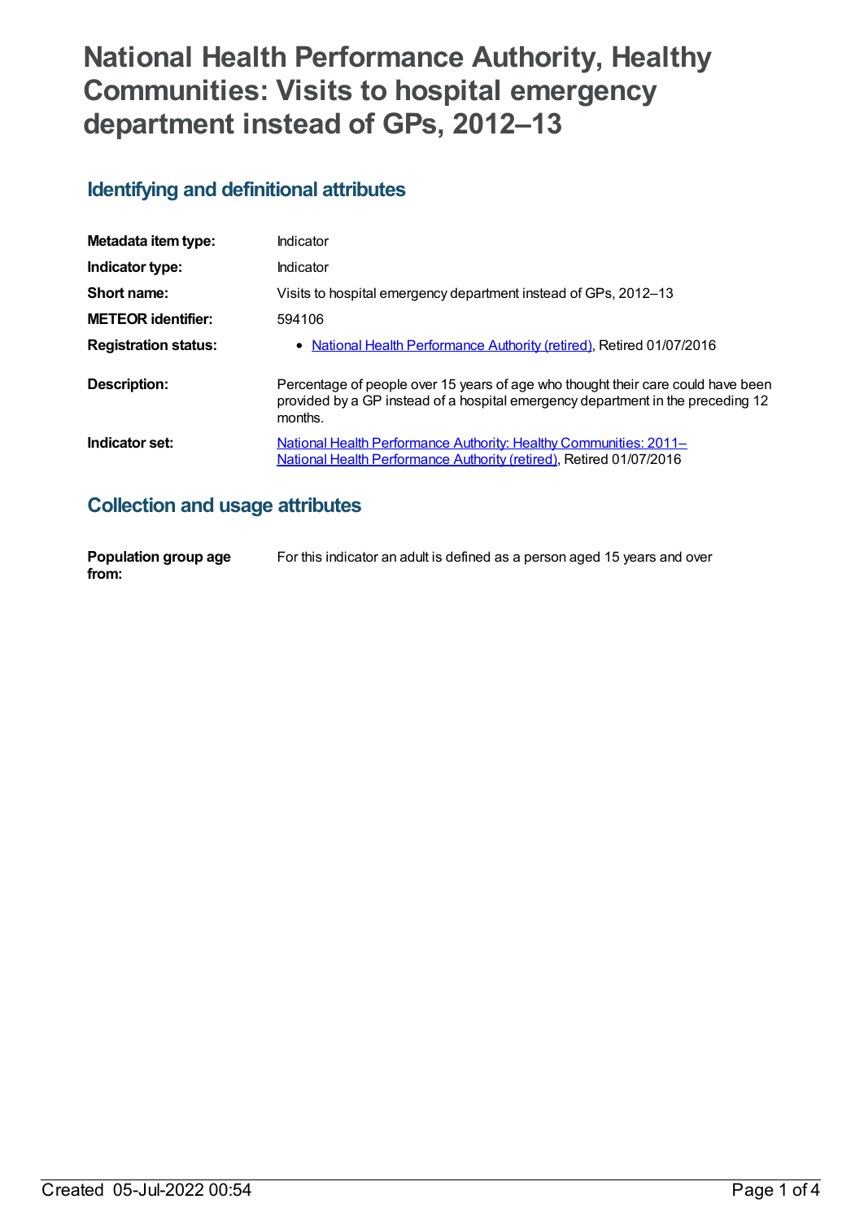# National Health Performance Authority, Healthy Communities: Visits to hospital emergency department instead of GPs, 2012–13

## Identifying and definitional attributes

| | |
|---|---|
| **Metadata item type:** | Indicator |
| **Indicator type:** | Indicator |
| **Short name:** | Visits to hospital emergency department instead of GPs, 2012–13 |
| **METEOR identifier:** | 594106 |
| **Registration status:** | • National Health Performance Authority (retired), Retired 01/07/2016 |
| **Description:** | Percentage of people over 15 years of age who thought their care could have been provided by a GP instead of a hospital emergency department in the preceding 12 months. |
| **Indicator set:** | National Health Performance Authority: Healthy Communities: 2011– National Health Performance Authority (retired), Retired 01/07/2016 |

## Collection and usage attributes

| | |
|---|---|
| **Population group age from:** | For this indicator an adult is defined as a person aged 15 years and over |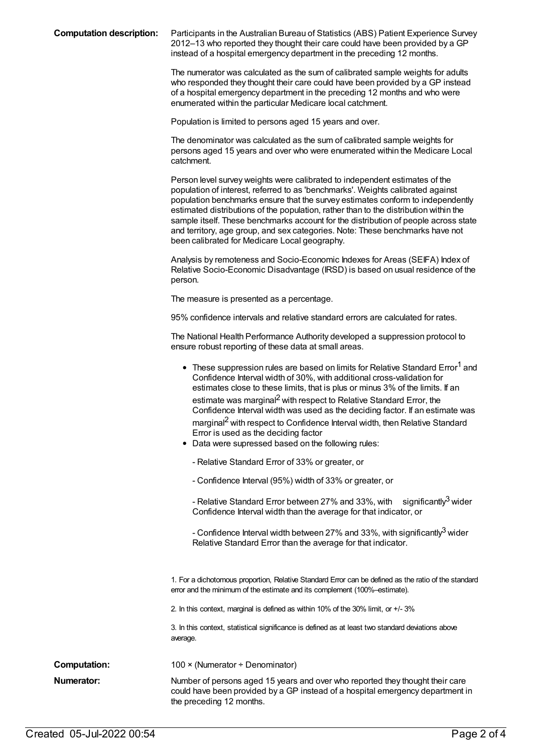**Computation description:** Participants in the Australian Bureau of Statistics (ABS) Patient Experience Survey 2012–13 who reported they thought their care could have been provided by a GP instead of a hospital emergency department in the preceding 12 months.

The numerator was calculated as the sum of calibrated sample weights for adults who responded they thought their care could have been provided by a GP instead of a hospital emergency department in the preceding 12 months and who were enumerated within the particular Medicare local catchment.

Population is limited to persons aged 15 years and over.

The denominator was calculated as the sum of calibrated sample weights for persons aged 15 years and over who were enumerated within the Medicare Local catchment.

Person level survey weights were calibrated to independent estimates of the population of interest, referred to as 'benchmarks'. Weights calibrated against population benchmarks ensure that the survey estimates conform to independently estimated distributions of the population, rather than to the distribution within the sample itself. These benchmarks account for the distribution of people across state and territory, age group, and sex categories. Note: These benchmarks have not been calibrated for Medicare Local geography.

Analysis by remoteness and Socio-Economic Indexes for Areas (SEIFA) Index of Relative Socio-Economic Disadvantage (IRSD) is based on usual residence of the person.

The measure is presented as a percentage.

95% confidence intervals and relative standard errors are calculated for rates.

The National Health Performance Authority developed a suppression protocol to ensure robust reporting of these data at small areas.

- These suppression rules are based on limits for Relative Standard Error[1] and Confidence Interval width of 30%, with additional cross-validation for estimates close to these limits, that is plus or minus 3% of the limits. If an estimate was marginal[2] with respect to Relative Standard Error, the Confidence Interval width was used as the deciding factor. If an estimate was marginal[2] with respect to Confidence Interval width, then Relative Standard Error is used as the deciding factor
- Data were supressed based on the following rules:

  - Relative Standard Error of 33% or greater, or

  - Confidence Interval (95%) width of 33% or greater, or

  - Relative Standard Error between 27% and 33%, with significantly[3] wider Confidence Interval width than the average for that indicator, or

  - Confidence Interval width between 27% and 33%, with significantly[3] wider Relative Standard Error than the average for that indicator.

1. For a dichotomous proportion, Relative Standard Error can be defined as the ratio of the standard error and the minimum of the estimate and its complement (100%–estimate).

2. In this context, marginal is defined as within 10% of the 30% limit, or +/- 3%

3. In this context, statistical significance is defined as at least two standard deviations above average.

**Computation:** 100 × (Numerator ÷ Denominator)

**Numerator:** Number of persons aged 15 years and over who reported they thought their care could have been provided by a GP instead of a hospital emergency department in the preceding 12 months.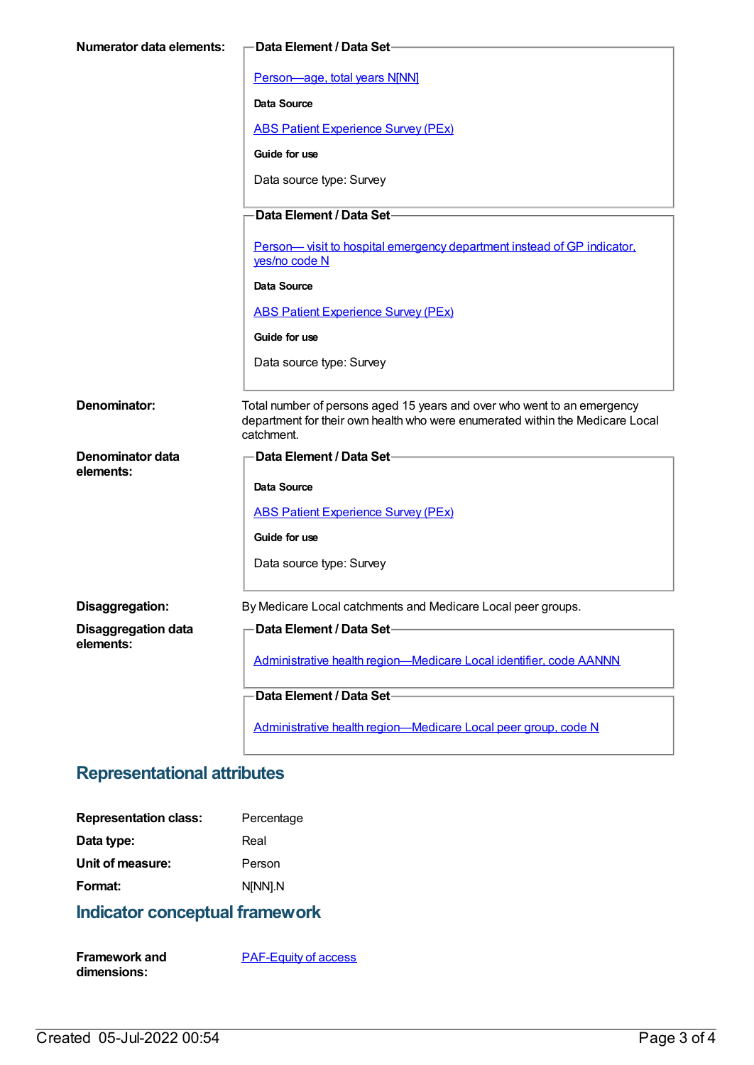**Numerator data elements:**

**Data Element / Data Set**

Person—age, total years N[NN]

**Data Source**

ABS Patient Experience Survey (PEx)

**Guide for use**

Data source type: Survey

**Data Element / Data Set**

Person— visit to hospital emergency department instead of GP indicator, yes/no code N

**Data Source**

ABS Patient Experience Survey (PEx)

**Guide for use**

Data source type: Survey

**Denominator:**

Total number of persons aged 15 years and over who went to an emergency department for their own health who were enumerated within the Medicare Local catchment.

**Denominator data elements:**

**Data Element / Data Set**

**Data Source**

ABS Patient Experience Survey (PEx)

**Guide for use**

Data source type: Survey

**Disaggregation:**

By Medicare Local catchments and Medicare Local peer groups.

**Disaggregation data elements:**

**Data Element / Data Set**

Administrative health region—Medicare Local identifier, code AANNN

**Data Element / Data Set**

Administrative health region—Medicare Local peer group, code N

## Representational attributes

**Representation class:** Percentage

**Data type:** Real

**Unit of measure:** Person

**Format:** N[NN].N

## Indicator conceptual framework

**Framework and dimensions:** PAF-Equity of access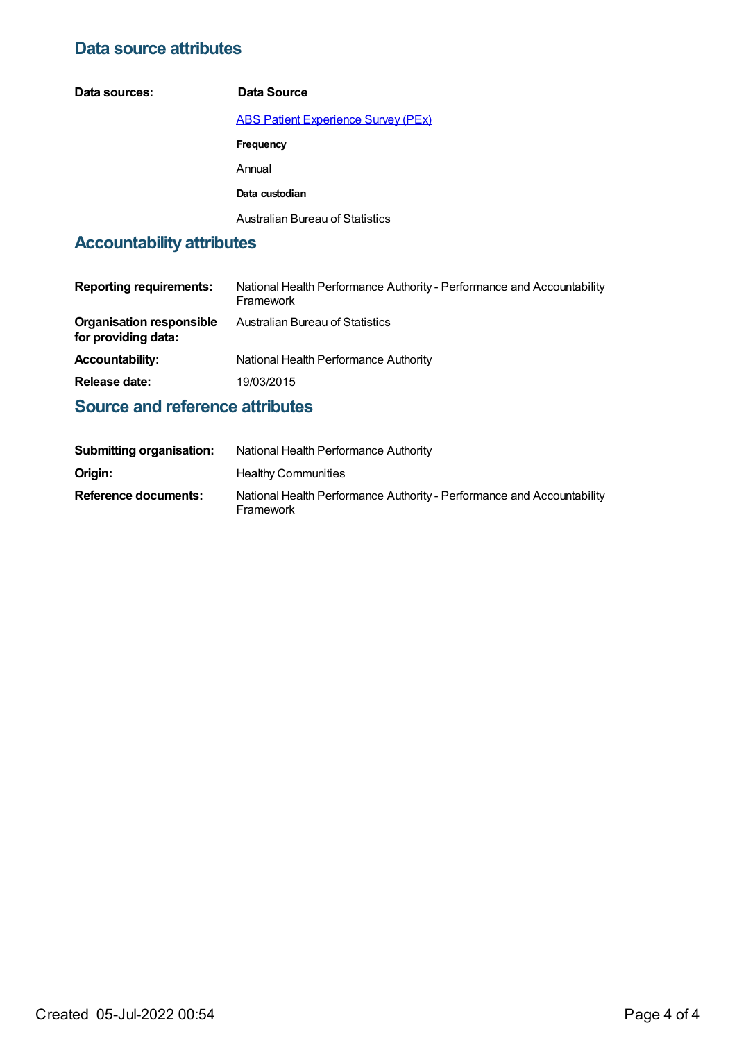## Data source attributes

**Data sources:**

**Data Source**

[ABS Patient Experience Survey (PEx)]

**Frequency**

Annual

**Data custodian**

Australian Bureau of Statistics

## Accountability attributes

| | |
|---|---|
| **Reporting requirements:** | National Health Performance Authority - Performance and Accountability Framework |
| **Organisation responsible for providing data:** | Australian Bureau of Statistics |
| **Accountability:** | National Health Performance Authority |
| **Release date:** | 19/03/2015 |

## Source and reference attributes

| | |
|---|---|
| **Submitting organisation:** | National Health Performance Authority |
| **Origin:** | Healthy Communities |
| **Reference documents:** | National Health Performance Authority - Performance and Accountability Framework |